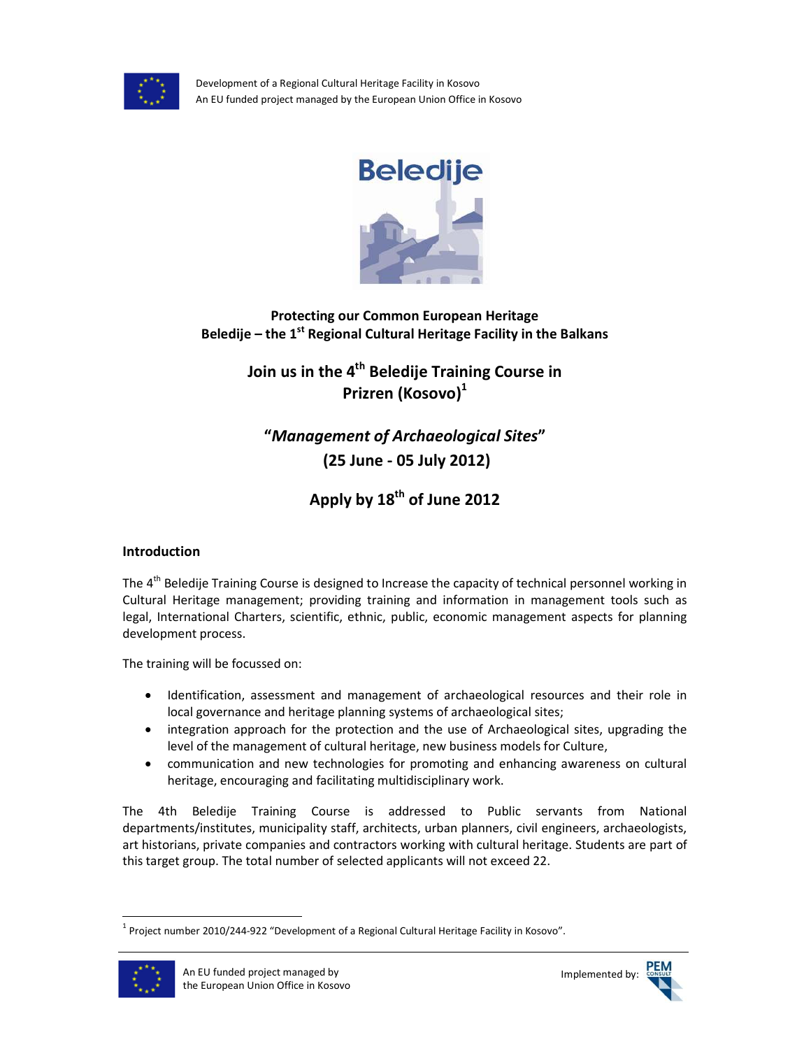Development of a Regional Cultural Heritage Facility in Kosovo
An EU funded project managed by the European Union Office in Kosovo

Beledije

**Protecting our Common European Heritage**
**Beledije – the 1st Regional Cultural Heritage Facility in the Balkans**

## Join us in the 4th Beledije Training Course in Prizren (Kosovo)[1]

## "*Management of Archaeological Sites*" (25 June - 05 July 2012)

## Apply by 18th of June 2012

### Introduction

The 4th Beledije Training Course is designed to Increase the capacity of technical personnel working in Cultural Heritage management; providing training and information in management tools such as legal, International Charters, scientific, ethnic, public, economic management aspects for planning development process.

The training will be focussed on:

- Identification, assessment and management of archaeological resources and their role in local governance and heritage planning systems of archaeological sites;
- integration approach for the protection and the use of Archaeological sites, upgrading the level of the management of cultural heritage, new business models for Culture,
- communication and new technologies for promoting and enhancing awareness on cultural heritage, encouraging and facilitating multidisciplinary work.

The 4th Beledije Training Course is addressed to Public servants from National departments/institutes, municipality staff, architects, urban planners, civil engineers, archaeologists, art historians, private companies and contractors working with cultural heritage. Students are part of this target group. The total number of selected applicants will not exceed 22.

[1] Project number 2010/244-922 "Development of a Regional Cultural Heritage Facility in Kosovo".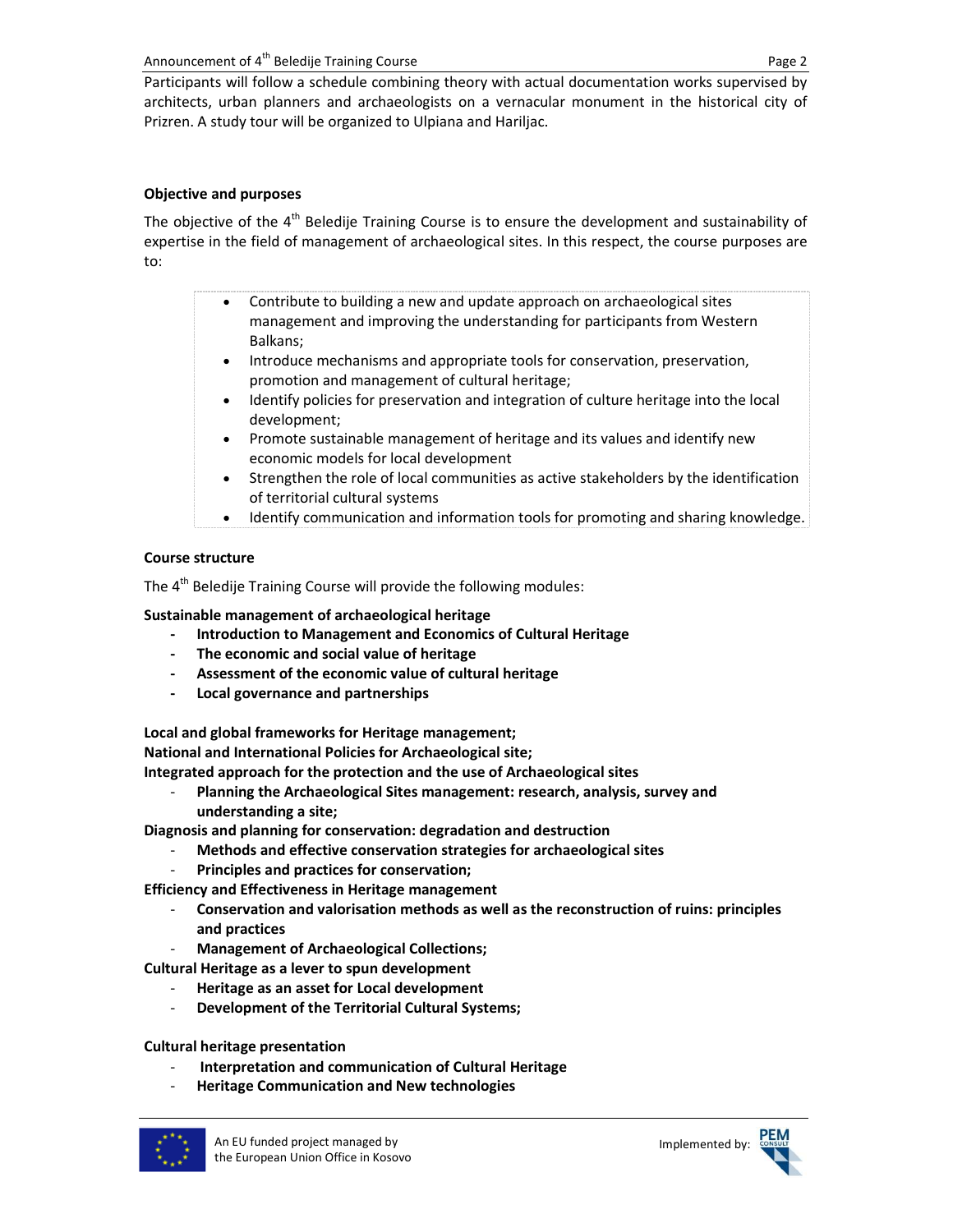Participants will follow a schedule combining theory with actual documentation works supervised by architects, urban planners and archaeologists on a vernacular monument in the historical city of Prizren. A study tour will be organized to Ulpiana and Hariljac.

**Objective and purposes**

The objective of the 4th Beledije Training Course is to ensure the development and sustainability of expertise in the field of management of archaeological sites. In this respect, the course purposes are to:

- Contribute to building a new and update approach on archaeological sites management and improving the understanding for participants from Western Balkans;
- Introduce mechanisms and appropriate tools for conservation, preservation, promotion and management of cultural heritage;
- Identify policies for preservation and integration of culture heritage into the local development;
- Promote sustainable management of heritage and its values and identify new economic models for local development
- Strengthen the role of local communities as active stakeholders by the identification of territorial cultural systems
- Identify communication and information tools for promoting and sharing knowledge.

**Course structure**

The 4th Beledije Training Course will provide the following modules:

**Sustainable management of archaeological heritage**

- **Introduction to Management and Economics of Cultural Heritage**
- **The economic and social value of heritage**
- **Assessment of the economic value of cultural heritage**
- **Local governance and partnerships**

**Local and global frameworks for Heritage management;**
**National and International Policies for Archaeological site;**
**Integrated approach for the protection and the use of Archaeological sites**

- **Planning the Archaeological Sites management: research, analysis, survey and understanding a site;**

**Diagnosis and planning for conservation: degradation and destruction**

- **Methods and effective conservation strategies for archaeological sites**
- **Principles and practices for conservation;**

**Efficiency and Effectiveness in Heritage management**

- **Conservation and valorisation methods as well as the reconstruction of ruins: principles and practices**
- **Management of Archaeological Collections;**

**Cultural Heritage as a lever to spun development**

- **Heritage as an asset for Local development**
- **Development of the Territorial Cultural Systems;**

**Cultural heritage presentation**

- **Interpretation and communication of Cultural Heritage**
- **Heritage Communication and New technologies**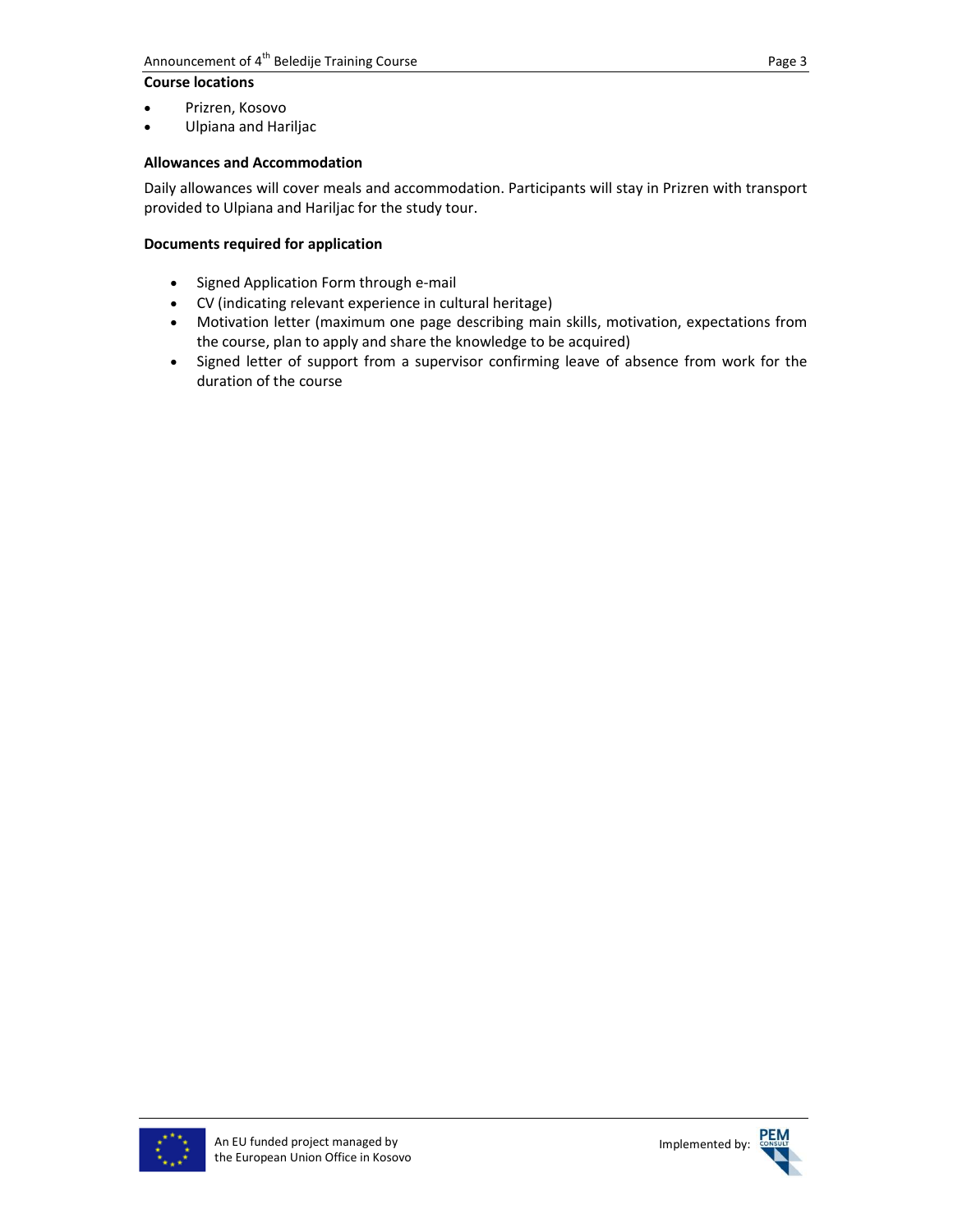**Course locations**

- Prizren, Kosovo
- Ulpiana and Hariljac

**Allowances and Accommodation**

Daily allowances will cover meals and accommodation. Participants will stay in Prizren with transport provided to Ulpiana and Hariljac for the study tour.

**Documents required for application**

- Signed Application Form through e-mail
- CV (indicating relevant experience in cultural heritage)
- Motivation letter (maximum one page describing main skills, motivation, expectations from the course, plan to apply and share the knowledge to be acquired)
- Signed letter of support from a supervisor confirming leave of absence from work for the duration of the course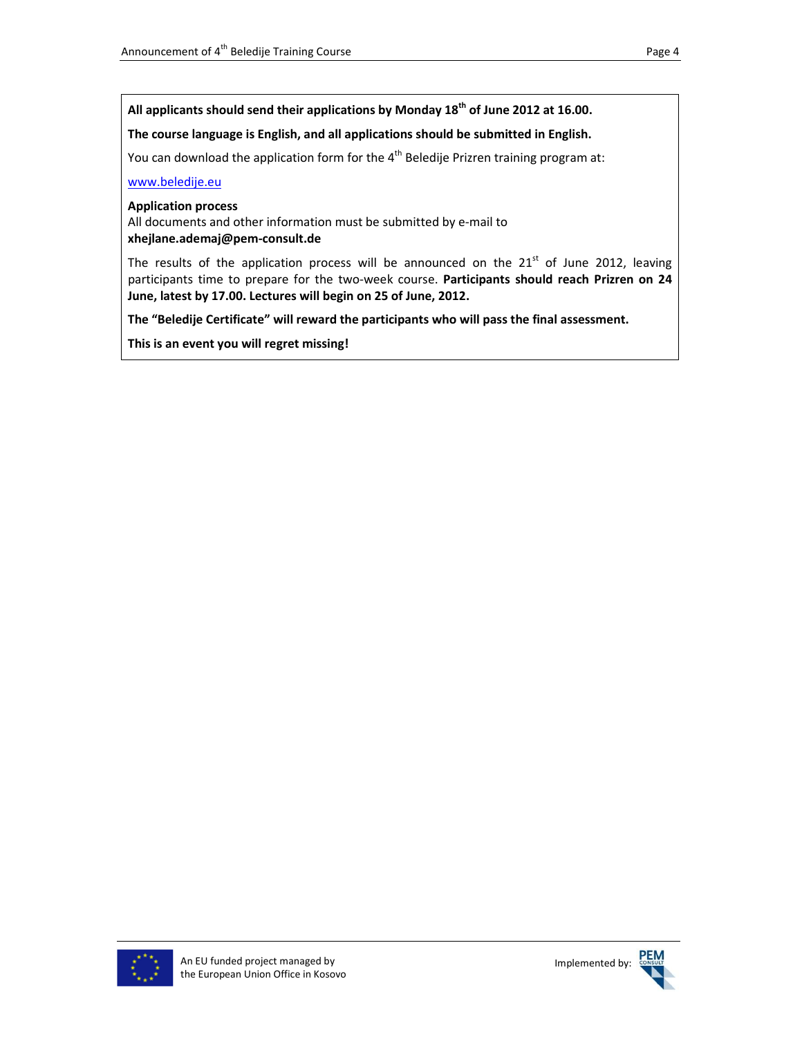**All applicants should send their applications by Monday 18th of June 2012 at 16.00.**

**The course language is English, and all applications should be submitted in English.**

You can download the application form for the 4th Beledije Prizren training program at:

www.beledije.eu

**Application process**
All documents and other information must be submitted by e-mail to
**xhejlane.ademaj@pem-consult.de**

The results of the application process will be announced on the 21st of June 2012, leaving participants time to prepare for the two-week course. **Participants should reach Prizren on 24 June, latest by 17.00. Lectures will begin on 25 of June, 2012.**

**The "Beledije Certificate" will reward the participants who will pass the final assessment.**

**This is an event you will regret missing!**

An EU funded project managed by the European Union Office in Kosovo

Implemented by: PEM CONSULT